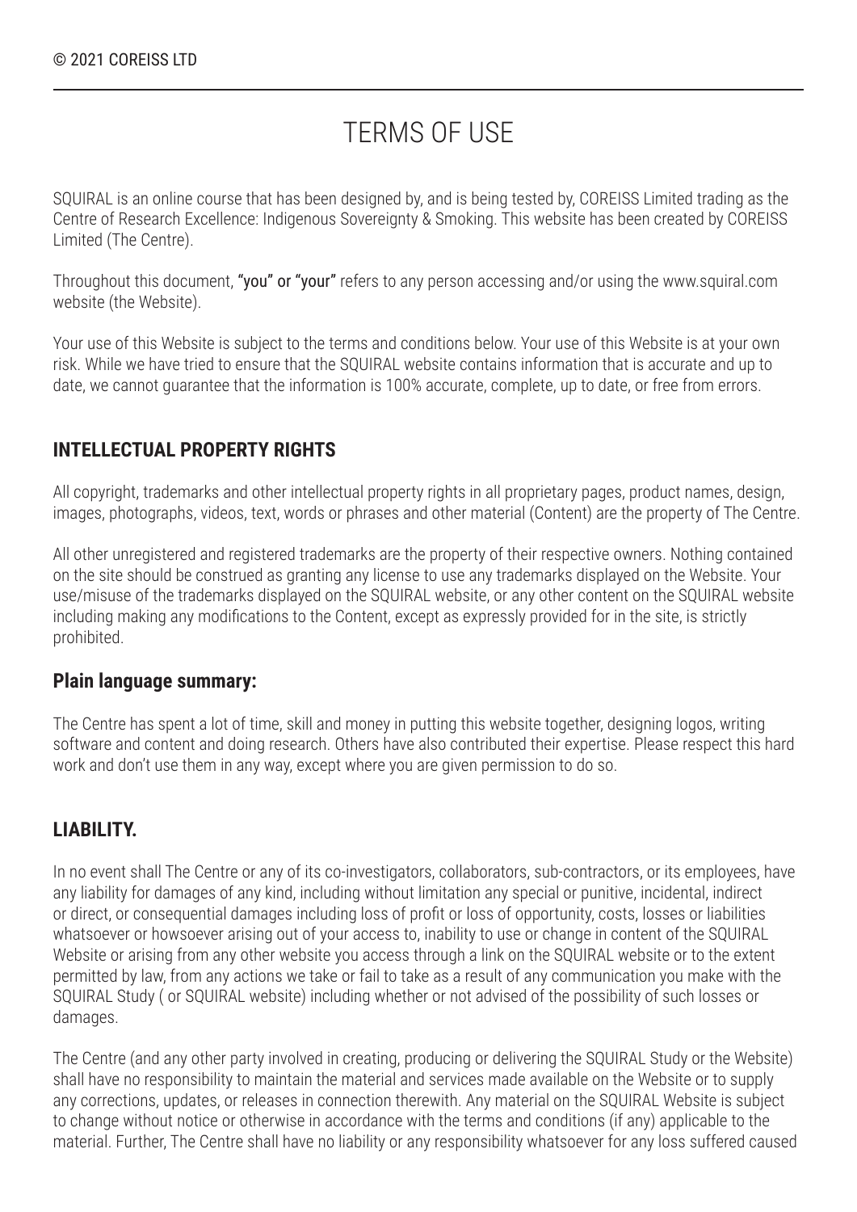© 2021 COREISS LTD

# TERMS OF USE

SQUIRAL is an online course that has been designed by, and is being tested by, COREISS Limited trading as the Centre of Research Excellence: Indigenous Sovereignty & Smoking. This website has been created by COREISS Limited (The Centre).

Throughout this document, **"you" or "your"** refers to any person accessing and/or using the www.squiral.com website (the Website).

Your use of this Website is subject to the terms and conditions below. Your use of this Website is at your own risk. While we have tried to ensure that the SQUIRAL website contains information that is accurate and up to date, we cannot guarantee that the information is 100% accurate, complete, up to date, or free from errors.

## INTELLECTUAL PROPERTY RIGHTS

All copyright, trademarks and other intellectual property rights in all proprietary pages, product names, design, images, photographs, videos, text, words or phrases and other material (Content) are the property of The Centre.

All other unregistered and registered trademarks are the property of their respective owners. Nothing contained on the site should be construed as granting any license to use any trademarks displayed on the Website. Your use/misuse of the trademarks displayed on the SQUIRAL website, or any other content on the SQUIRAL website including making any modifications to the Content, except as expressly provided for in the site, is strictly prohibited.

### Plain language summary:

The Centre has spent a lot of time, skill and money in putting this website together, designing logos, writing software and content and doing research. Others have also contributed their expertise. Please respect this hard work and don't use them in any way, except where you are given permission to do so.

## LIABILITY.

In no event shall The Centre or any of its co-investigators, collaborators, sub-contractors, or its employees, have any liability for damages of any kind, including without limitation any special or punitive, incidental, indirect or direct, or consequential damages including loss of profit or loss of opportunity, costs, losses or liabilities whatsoever or howsoever arising out of your access to, inability to use or change in content of the SQUIRAL Website or arising from any other website you access through a link on the SQUIRAL website or to the extent permitted by law, from any actions we take or fail to take as a result of any communication you make with the SQUIRAL Study ( or SQUIRAL website) including whether or not advised of the possibility of such losses or damages.

The Centre (and any other party involved in creating, producing or delivering the SQUIRAL Study or the Website) shall have no responsibility to maintain the material and services made available on the Website or to supply any corrections, updates, or releases in connection therewith. Any material on the SQUIRAL Website is subject to change without notice or otherwise in accordance with the terms and conditions (if any) applicable to the material. Further, The Centre shall have no liability or any responsibility whatsoever for any loss suffered caused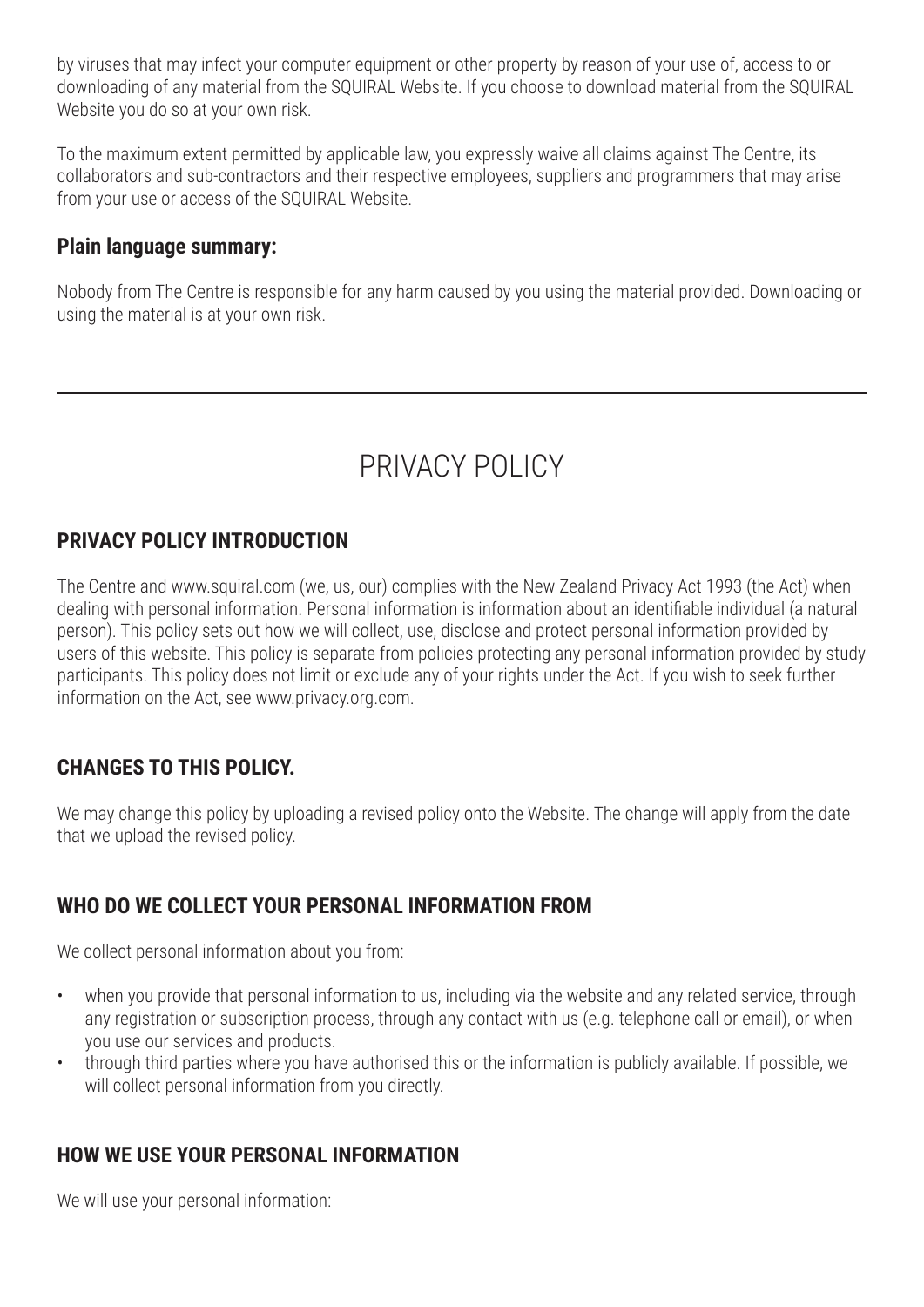by viruses that may infect your computer equipment or other property by reason of your use of, access to or downloading of any material from the SQUIRAL Website. If you choose to download material from the SQUIRAL Website you do so at your own risk.

To the maximum extent permitted by applicable law, you expressly waive all claims against The Centre, its collaborators and sub-contractors and their respective employees, suppliers and programmers that may arise from your use or access of the SQUIRAL Website.

### Plain language summary:

Nobody from The Centre is responsible for any harm caused by you using the material provided. Downloading or using the material is at your own risk.

---

# PRIVACY POLICY

## PRIVACY POLICY INTRODUCTION

The Centre and www.squiral.com (we, us, our) complies with the New Zealand Privacy Act 1993 (the Act) when dealing with personal information. Personal information is information about an identifiable individual (a natural person). This policy sets out how we will collect, use, disclose and protect personal information provided by users of this website. This policy is separate from policies protecting any personal information provided by study participants. This policy does not limit or exclude any of your rights under the Act. If you wish to seek further information on the Act, see www.privacy.org.com.

## CHANGES TO THIS POLICY.

We may change this policy by uploading a revised policy onto the Website. The change will apply from the date that we upload the revised policy.

## WHO DO WE COLLECT YOUR PERSONAL INFORMATION FROM

We collect personal information about you from:

- when you provide that personal information to us, including via the website and any related service, through any registration or subscription process, through any contact with us (e.g. telephone call or email), or when you use our services and products.
- through third parties where you have authorised this or the information is publicly available. If possible, we will collect personal information from you directly.

## HOW WE USE YOUR PERSONAL INFORMATION

We will use your personal information: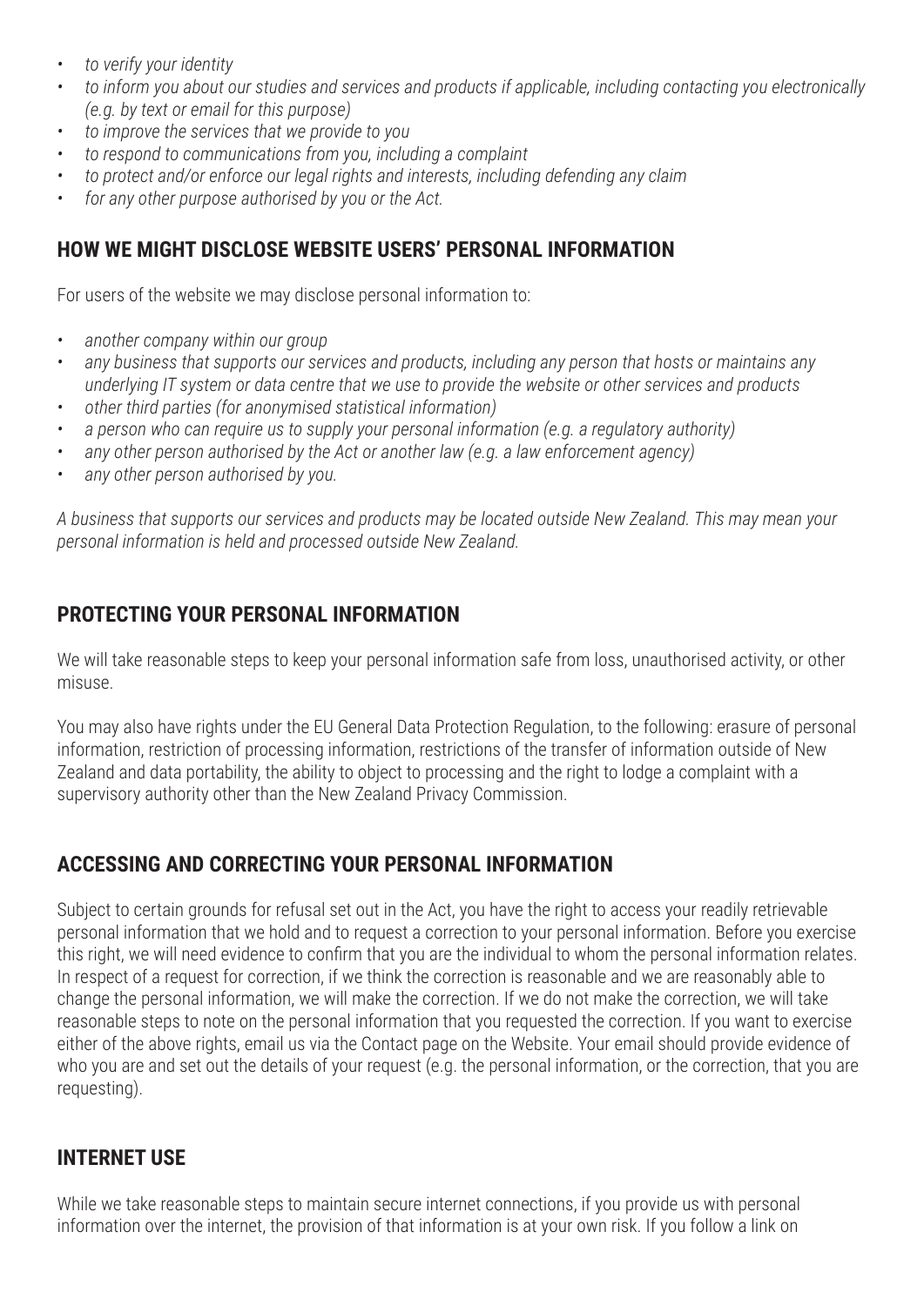- *to verify your identity*
- *to inform you about our studies and services and products if applicable, including contacting you electronically (e.g. by text or email for this purpose)*
- *to improve the services that we provide to you*
- *to respond to communications from you, including a complaint*
- *to protect and/or enforce our legal rights and interests, including defending any claim*
- *for any other purpose authorised by you or the Act.*

## HOW WE MIGHT DISCLOSE WEBSITE USERS' PERSONAL INFORMATION

For users of the website we may disclose personal information to:

- *another company within our group*
- *any business that supports our services and products, including any person that hosts or maintains any underlying IT system or data centre that we use to provide the website or other services and products*
- *other third parties (for anonymised statistical information)*
- *a person who can require us to supply your personal information (e.g. a regulatory authority)*
- *any other person authorised by the Act or another law (e.g. a law enforcement agency)*
- *any other person authorised by you.*

*A business that supports our services and products may be located outside New Zealand. This may mean your personal information is held and processed outside New Zealand.*

## PROTECTING YOUR PERSONAL INFORMATION

We will take reasonable steps to keep your personal information safe from loss, unauthorised activity, or other misuse.

You may also have rights under the EU General Data Protection Regulation, to the following: erasure of personal information, restriction of processing information, restrictions of the transfer of information outside of New Zealand and data portability, the ability to object to processing and the right to lodge a complaint with a supervisory authority other than the New Zealand Privacy Commission.

## ACCESSING AND CORRECTING YOUR PERSONAL INFORMATION

Subject to certain grounds for refusal set out in the Act, you have the right to access your readily retrievable personal information that we hold and to request a correction to your personal information. Before you exercise this right, we will need evidence to confirm that you are the individual to whom the personal information relates. In respect of a request for correction, if we think the correction is reasonable and we are reasonably able to change the personal information, we will make the correction. If we do not make the correction, we will take reasonable steps to note on the personal information that you requested the correction. If you want to exercise either of the above rights, email us via the Contact page on the Website. Your email should provide evidence of who you are and set out the details of your request (e.g. the personal information, or the correction, that you are requesting).

## INTERNET USE

While we take reasonable steps to maintain secure internet connections, if you provide us with personal information over the internet, the provision of that information is at your own risk. If you follow a link on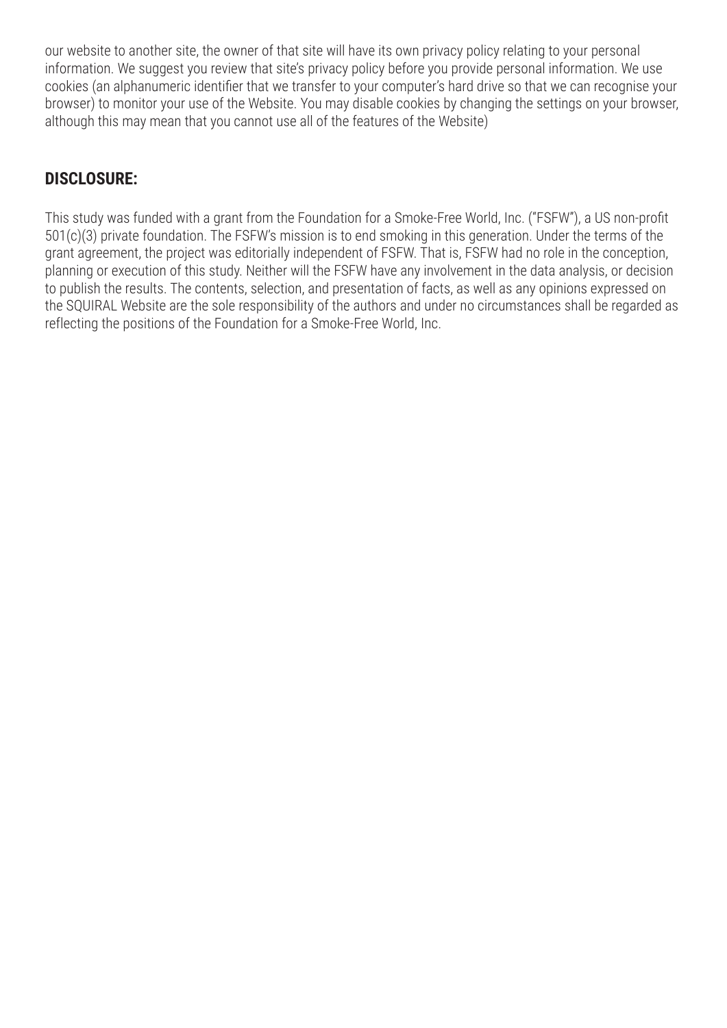our website to another site, the owner of that site will have its own privacy policy relating to your personal information. We suggest you review that site's privacy policy before you provide personal information. We use cookies (an alphanumeric identifier that we transfer to your computer's hard drive so that we can recognise your browser) to monitor your use of the Website. You may disable cookies by changing the settings on your browser, although this may mean that you cannot use all of the features of the Website)

## DISCLOSURE:

This study was funded with a grant from the Foundation for a Smoke-Free World, Inc. ("FSFW"), a US non-profit 501(c)(3) private foundation. The FSFW's mission is to end smoking in this generation. Under the terms of the grant agreement, the project was editorially independent of FSFW. That is, FSFW had no role in the conception, planning or execution of this study. Neither will the FSFW have any involvement in the data analysis, or decision to publish the results. The contents, selection, and presentation of facts, as well as any opinions expressed on the SQUIRAL Website are the sole responsibility of the authors and under no circumstances shall be regarded as reflecting the positions of the Foundation for a Smoke-Free World, Inc.